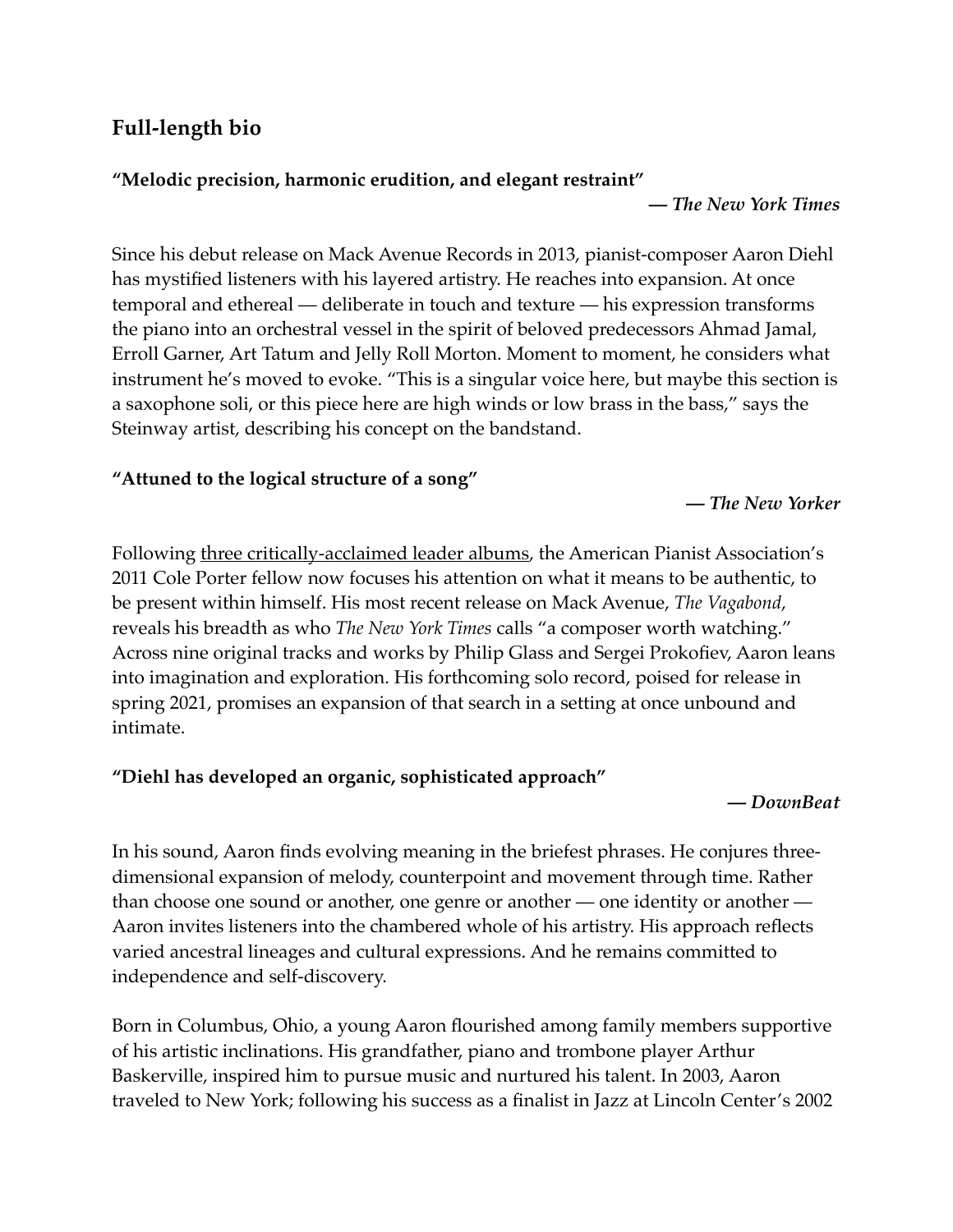## Full-length bio

**"Melodic precision, harmonic erudition, and elegant restraint"**

***— The New York Times***

Since his debut release on Mack Avenue Records in 2013, pianist-composer Aaron Diehl has mystified listeners with his layered artistry. He reaches into expansion. At once temporal and ethereal — deliberate in touch and texture — his expression transforms the piano into an orchestral vessel in the spirit of beloved predecessors Ahmad Jamal, Erroll Garner, Art Tatum and Jelly Roll Morton. Moment to moment, he considers what instrument he's moved to evoke. "This is a singular voice here, but maybe this section is a saxophone soli, or this piece here are high winds or low brass in the bass," says the Steinway artist, describing his concept on the bandstand.

**"Attuned to the logical structure of a song"**

***— The New Yorker***

Following three critically-acclaimed leader albums, the American Pianist Association's 2011 Cole Porter fellow now focuses his attention on what it means to be authentic, to be present within himself. His most recent release on Mack Avenue, *The Vagabond*, reveals his breadth as who *The New York Times* calls "a composer worth watching." Across nine original tracks and works by Philip Glass and Sergei Prokofiev, Aaron leans into imagination and exploration. His forthcoming solo record, poised for release in spring 2021, promises an expansion of that search in a setting at once unbound and intimate.

**"Diehl has developed an organic, sophisticated approach"**

***— DownBeat***

In his sound, Aaron finds evolving meaning in the briefest phrases. He conjures three-dimensional expansion of melody, counterpoint and movement through time. Rather than choose one sound or another, one genre or another — one identity or another — Aaron invites listeners into the chambered whole of his artistry. His approach reflects varied ancestral lineages and cultural expressions. And he remains committed to independence and self-discovery.

Born in Columbus, Ohio, a young Aaron flourished among family members supportive of his artistic inclinations. His grandfather, piano and trombone player Arthur Baskerville, inspired him to pursue music and nurtured his talent. In 2003, Aaron traveled to New York; following his success as a finalist in Jazz at Lincoln Center's 2002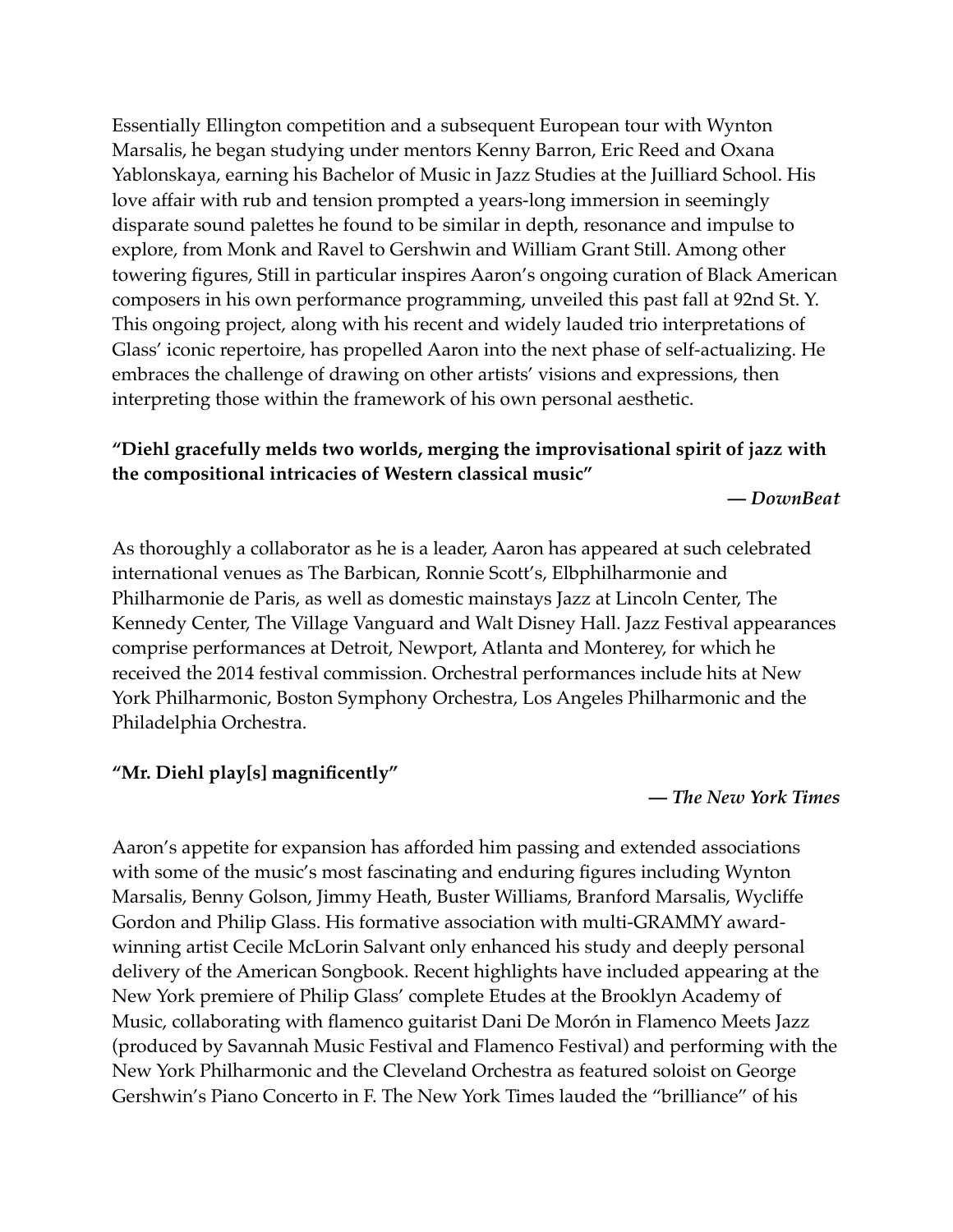Essentially Ellington competition and a subsequent European tour with Wynton Marsalis, he began studying under mentors Kenny Barron, Eric Reed and Oxana Yablonskaya, earning his Bachelor of Music in Jazz Studies at the Juilliard School. His love affair with rub and tension prompted a years-long immersion in seemingly disparate sound palettes he found to be similar in depth, resonance and impulse to explore, from Monk and Ravel to Gershwin and William Grant Still. Among other towering figures, Still in particular inspires Aaron's ongoing curation of Black American composers in his own performance programming, unveiled this past fall at 92nd St. Y. This ongoing project, along with his recent and widely lauded trio interpretations of Glass' iconic repertoire, has propelled Aaron into the next phase of self-actualizing. He embraces the challenge of drawing on other artists' visions and expressions, then interpreting those within the framework of his own personal aesthetic.

**"Diehl gracefully melds two worlds, merging the improvisational spirit of jazz with the compositional intricacies of Western classical music"**

***— DownBeat***

As thoroughly a collaborator as he is a leader, Aaron has appeared at such celebrated international venues as The Barbican, Ronnie Scott's, Elbphilharmonie and Philharmonie de Paris, as well as domestic mainstays Jazz at Lincoln Center, The Kennedy Center, The Village Vanguard and Walt Disney Hall. Jazz Festival appearances comprise performances at Detroit, Newport, Atlanta and Monterey, for which he received the 2014 festival commission. Orchestral performances include hits at New York Philharmonic, Boston Symphony Orchestra, Los Angeles Philharmonic and the Philadelphia Orchestra.

**"Mr. Diehl play[s] magnificently"**

***— The New York Times***

Aaron's appetite for expansion has afforded him passing and extended associations with some of the music's most fascinating and enduring figures including Wynton Marsalis, Benny Golson, Jimmy Heath, Buster Williams, Branford Marsalis, Wycliffe Gordon and Philip Glass. His formative association with multi-GRAMMY award-winning artist Cecile McLorin Salvant only enhanced his study and deeply personal delivery of the American Songbook. Recent highlights have included appearing at the New York premiere of Philip Glass' complete Etudes at the Brooklyn Academy of Music, collaborating with flamenco guitarist Dani De Morón in Flamenco Meets Jazz (produced by Savannah Music Festival and Flamenco Festival) and performing with the New York Philharmonic and the Cleveland Orchestra as featured soloist on George Gershwin's Piano Concerto in F. The New York Times lauded the "brilliance" of his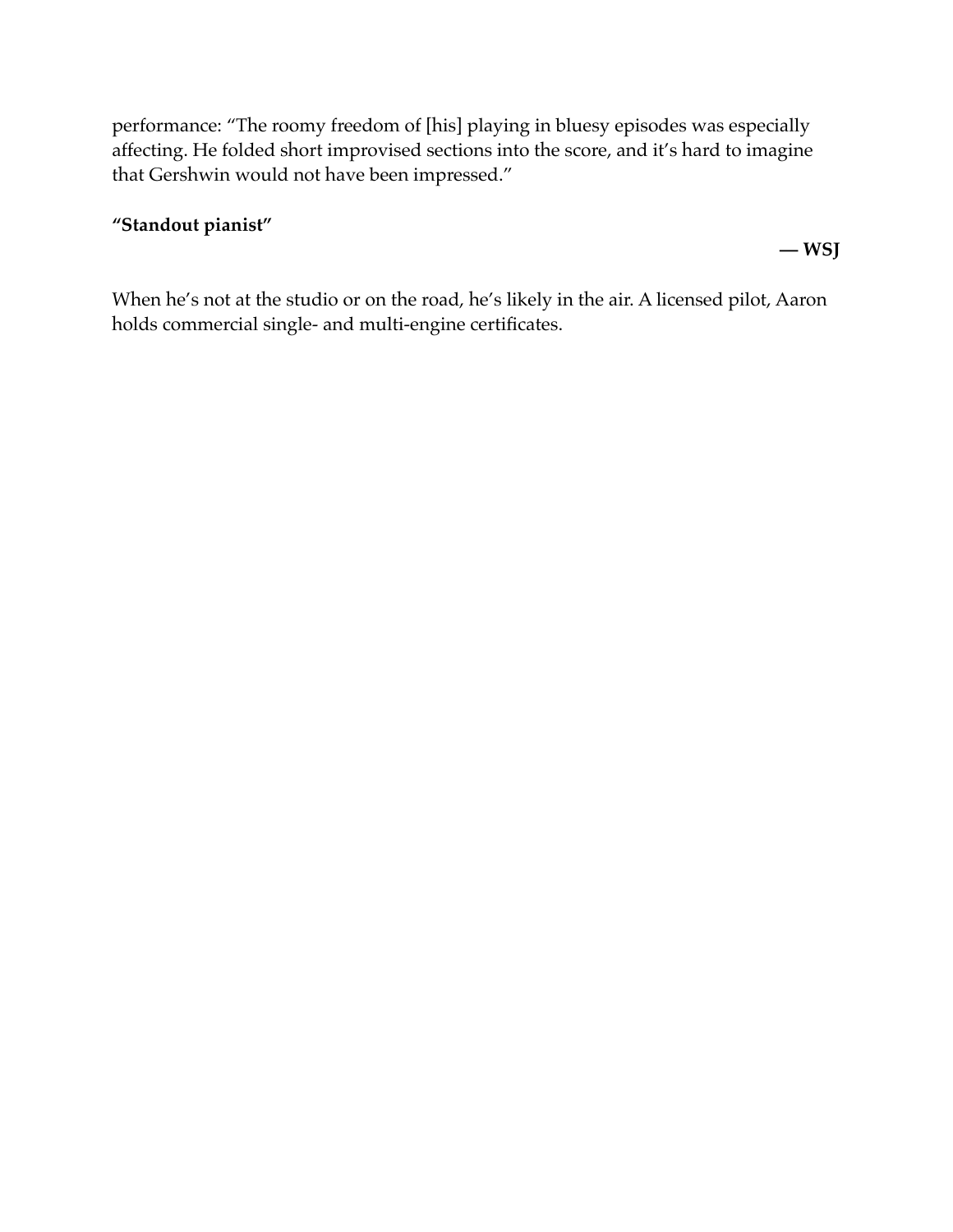performance: "The roomy freedom of [his] playing in bluesy episodes was especially affecting. He folded short improvised sections into the score, and it's hard to imagine that Gershwin would not have been impressed."

**"Standout pianist"**

**— WSJ**

When he's not at the studio or on the road, he's likely in the air. A licensed pilot, Aaron holds commercial single- and multi-engine certificates.